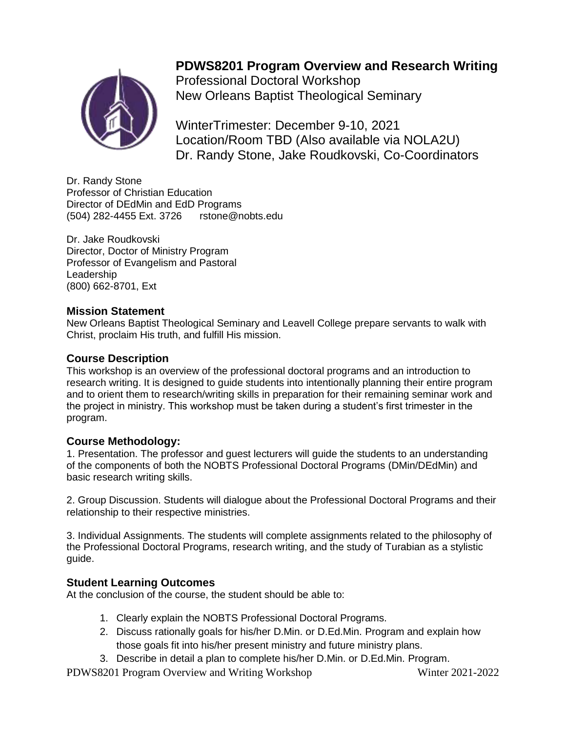# PDWS8201 Program Overview and Research Writing

Professional Doctoral Workshop
New Orleans Baptist Theological Seminary

WinterTrimester: December 9-10, 2021
Location/Room TBD (Also available via NOLA2U)
Dr. Randy Stone, Jake Roudkovski, Co-Coordinators

Dr. Randy Stone
Professor of Christian Education
Director of DEdMin and EdD Programs
(504) 282-4455 Ext. 3726 rstone@nobts.edu

Dr. Jake Roudkovski
Director, Doctor of Ministry Program
Professor of Evangelism and Pastoral Leadership
(800) 662-8701, Ext

## Mission Statement

New Orleans Baptist Theological Seminary and Leavell College prepare servants to walk with Christ, proclaim His truth, and fulfill His mission.

## Course Description

This workshop is an overview of the professional doctoral programs and an introduction to research writing. It is designed to guide students into intentionally planning their entire program and to orient them to research/writing skills in preparation for their remaining seminar work and the project in ministry. This workshop must be taken during a student's first trimester in the program.

## Course Methodology:

1. Presentation. The professor and guest lecturers will guide the students to an understanding of the components of both the NOBTS Professional Doctoral Programs (DMin/DEdMin) and basic research writing skills.

2. Group Discussion. Students will dialogue about the Professional Doctoral Programs and their relationship to their respective ministries.

3. Individual Assignments. The students will complete assignments related to the philosophy of the Professional Doctoral Programs, research writing, and the study of Turabian as a stylistic guide.

## Student Learning Outcomes

At the conclusion of the course, the student should be able to:

1. Clearly explain the NOBTS Professional Doctoral Programs.
2. Discuss rationally goals for his/her D.Min. or D.Ed.Min. Program and explain how those goals fit into his/her present ministry and future ministry plans.
3. Describe in detail a plan to complete his/her D.Min. or D.Ed.Min. Program.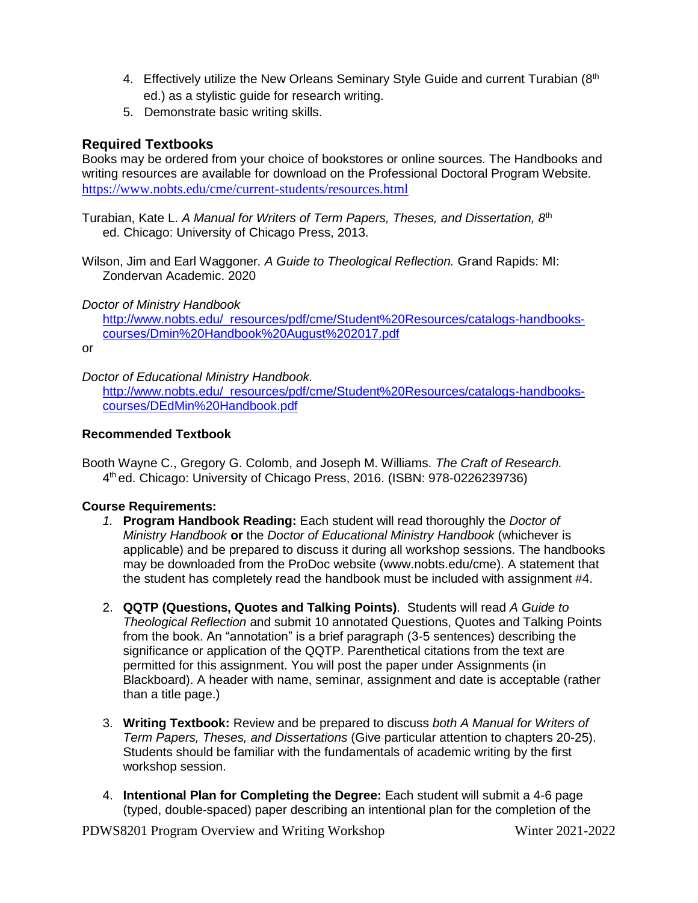4. Effectively utilize the New Orleans Seminary Style Guide and current Turabian (8th ed.) as a stylistic guide for research writing.
5. Demonstrate basic writing skills.

## Required Textbooks

Books may be ordered from your choice of bookstores or online sources. The Handbooks and writing resources are available for download on the Professional Doctoral Program Website. https://www.nobts.edu/cme/current-students/resources.html

Turabian, Kate L. *A Manual for Writers of Term Papers, Theses, and Dissertation, 8th* ed. Chicago: University of Chicago Press, 2013.

Wilson, Jim and Earl Waggoner. *A Guide to Theological Reflection.* Grand Rapids: MI: Zondervan Academic. 2020

*Doctor of Ministry Handbook*
http://www.nobts.edu/_resources/pdf/cme/Student%20Resources/catalogs-handbooks-courses/Dmin%20Handbook%20August%202017.pdf

or

*Doctor of Educational Ministry Handbook.*
http://www.nobts.edu/_resources/pdf/cme/Student%20Resources/catalogs-handbooks-courses/DEdMin%20Handbook.pdf

### Recommended Textbook

Booth Wayne C., Gregory G. Colomb, and Joseph M. Williams. *The Craft of Research.* 4th ed. Chicago: University of Chicago Press, 2016. (ISBN: 978-0226239736)

### Course Requirements:

1. **Program Handbook Reading:** Each student will read thoroughly the *Doctor of Ministry Handbook* **or** the *Doctor of Educational Ministry Handbook* (whichever is applicable) and be prepared to discuss it during all workshop sessions. The handbooks may be downloaded from the ProDoc website (www.nobts.edu/cme). A statement that the student has completely read the handbook must be included with assignment #4.

2. **QQTP (Questions, Quotes and Talking Points)**. Students will read *A Guide to Theological Reflection* and submit 10 annotated Questions, Quotes and Talking Points from the book. An "annotation" is a brief paragraph (3-5 sentences) describing the significance or application of the QQTP. Parenthetical citations from the text are permitted for this assignment. You will post the paper under Assignments (in Blackboard). A header with name, seminar, assignment and date is acceptable (rather than a title page.)

3. **Writing Textbook:** Review and be prepared to discuss *both A Manual for Writers of Term Papers, Theses, and Dissertations* (Give particular attention to chapters 20-25). Students should be familiar with the fundamentals of academic writing by the first workshop session.

4. **Intentional Plan for Completing the Degree:** Each student will submit a 4-6 page (typed, double-spaced) paper describing an intentional plan for the completion of the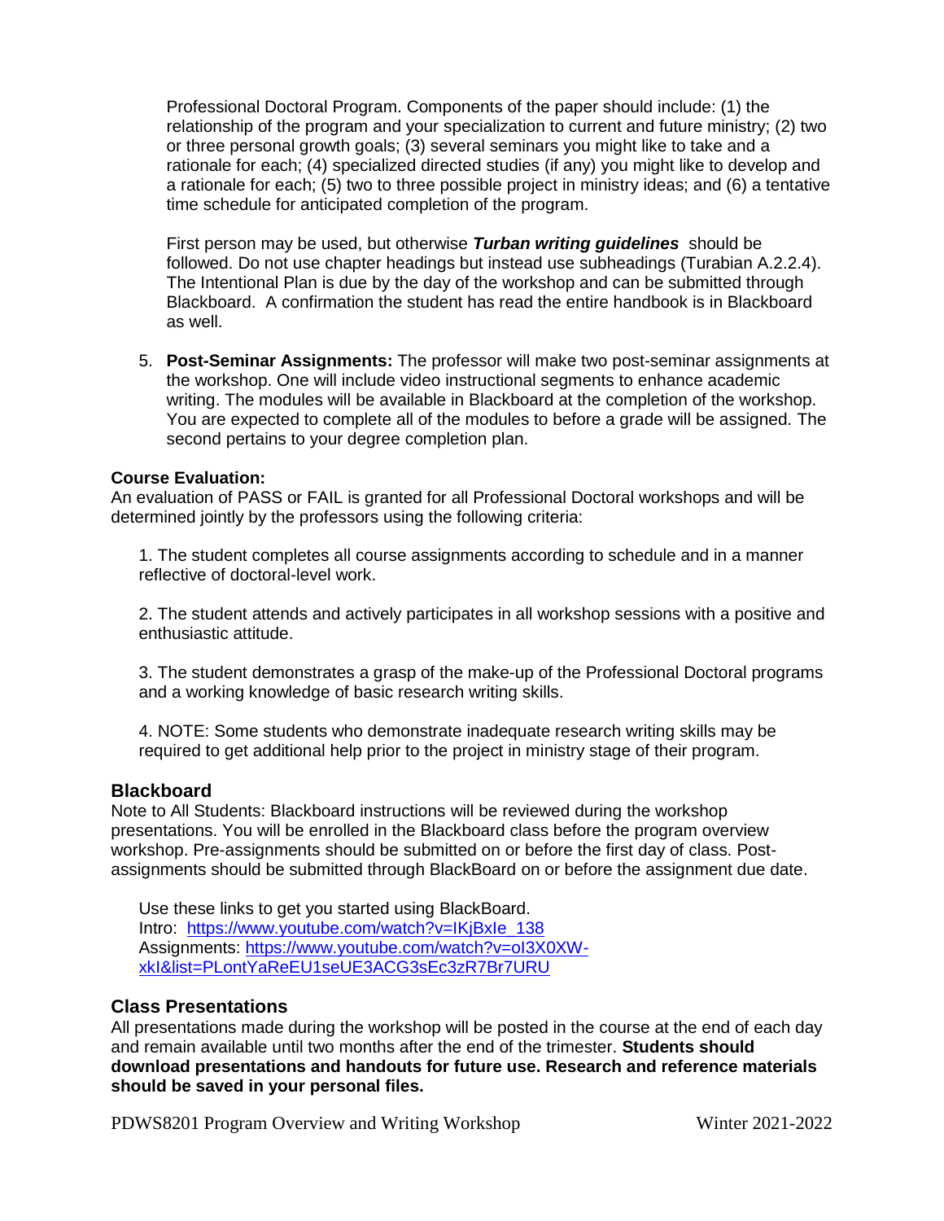Professional Doctoral Program. Components of the paper should include: (1) the relationship of the program and your specialization to current and future ministry; (2) two or three personal growth goals; (3) several seminars you might like to take and a rationale for each; (4) specialized directed studies (if any) you might like to develop and a rationale for each; (5) two to three possible project in ministry ideas; and (6) a tentative time schedule for anticipated completion of the program.

First person may be used, but otherwise ***Turban writing guidelines*** should be followed. Do not use chapter headings but instead use subheadings (Turabian A.2.2.4). The Intentional Plan is due by the day of the workshop and can be submitted through Blackboard. A confirmation the student has read the entire handbook is in Blackboard as well.

5. **Post-Seminar Assignments:** The professor will make two post-seminar assignments at the workshop. One will include video instructional segments to enhance academic writing. The modules will be available in Blackboard at the completion of the workshop. You are expected to complete all of the modules to before a grade will be assigned. The second pertains to your degree completion plan.

**Course Evaluation:**
An evaluation of PASS or FAIL is granted for all Professional Doctoral workshops and will be determined jointly by the professors using the following criteria:

1. The student completes all course assignments according to schedule and in a manner reflective of doctoral-level work.

2. The student attends and actively participates in all workshop sessions with a positive and enthusiastic attitude.

3. The student demonstrates a grasp of the make-up of the Professional Doctoral programs and a working knowledge of basic research writing skills.

4. NOTE: Some students who demonstrate inadequate research writing skills may be required to get additional help prior to the project in ministry stage of their program.

## Blackboard

Note to All Students: Blackboard instructions will be reviewed during the workshop presentations. You will be enrolled in the Blackboard class before the program overview workshop. Pre-assignments should be submitted on or before the first day of class. Post-assignments should be submitted through BlackBoard on or before the assignment due date.

Use these links to get you started using BlackBoard.
Intro: [https://www.youtube.com/watch?v=IKjBxIe_138](https://www.youtube.com/watch?v=IKjBxIe_138)
Assignments: [https://www.youtube.com/watch?v=oI3X0XW-xkI&list=PLontYaReEU1seUE3ACG3sEc3zR7Br7URU](https://www.youtube.com/watch?v=oI3X0XW-xkI&list=PLontYaReEU1seUE3ACG3sEc3zR7Br7URU)

## Class Presentations

All presentations made during the workshop will be posted in the course at the end of each day and remain available until two months after the end of the trimester. **Students should download presentations and handouts for future use. Research and reference materials should be saved in your personal files.**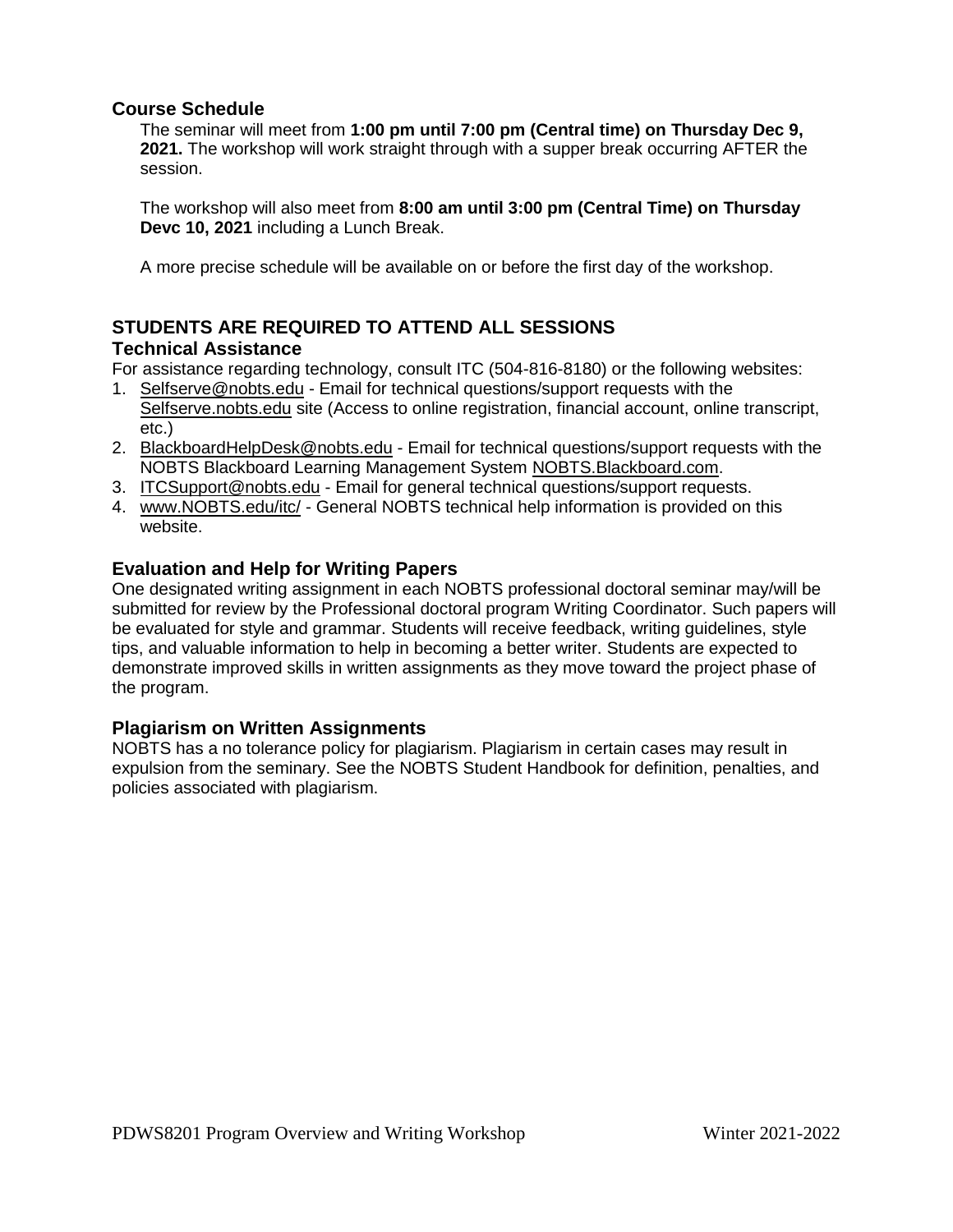### Course Schedule

The seminar will meet from **1:00 pm until 7:00 pm (Central time) on Thursday Dec 9, 2021.** The workshop will work straight through with a supper break occurring AFTER the session.

The workshop will also meet from **8:00 am until 3:00 pm (Central Time) on Thursday Devc 10, 2021** including a Lunch Break.

A more precise schedule will be available on or before the first day of the workshop.

## STUDENTS ARE REQUIRED TO ATTEND ALL SESSIONS

### Technical Assistance

For assistance regarding technology, consult ITC (504-816-8180) or the following websites:

1. Selfserve@nobts.edu - Email for technical questions/support requests with the Selfserve.nobts.edu site (Access to online registration, financial account, online transcript, etc.)
2. BlackboardHelpDesk@nobts.edu - Email for technical questions/support requests with the NOBTS Blackboard Learning Management System NOBTS.Blackboard.com.
3. ITCSupport@nobts.edu - Email for general technical questions/support requests.
4. www.NOBTS.edu/itc/ - General NOBTS technical help information is provided on this website.

### Evaluation and Help for Writing Papers

One designated writing assignment in each NOBTS professional doctoral seminar may/will be submitted for review by the Professional doctoral program Writing Coordinator. Such papers will be evaluated for style and grammar. Students will receive feedback, writing guidelines, style tips, and valuable information to help in becoming a better writer. Students are expected to demonstrate improved skills in written assignments as they move toward the project phase of the program.

### Plagiarism on Written Assignments

NOBTS has a no tolerance policy for plagiarism. Plagiarism in certain cases may result in expulsion from the seminary. See the NOBTS Student Handbook for definition, penalties, and policies associated with plagiarism.